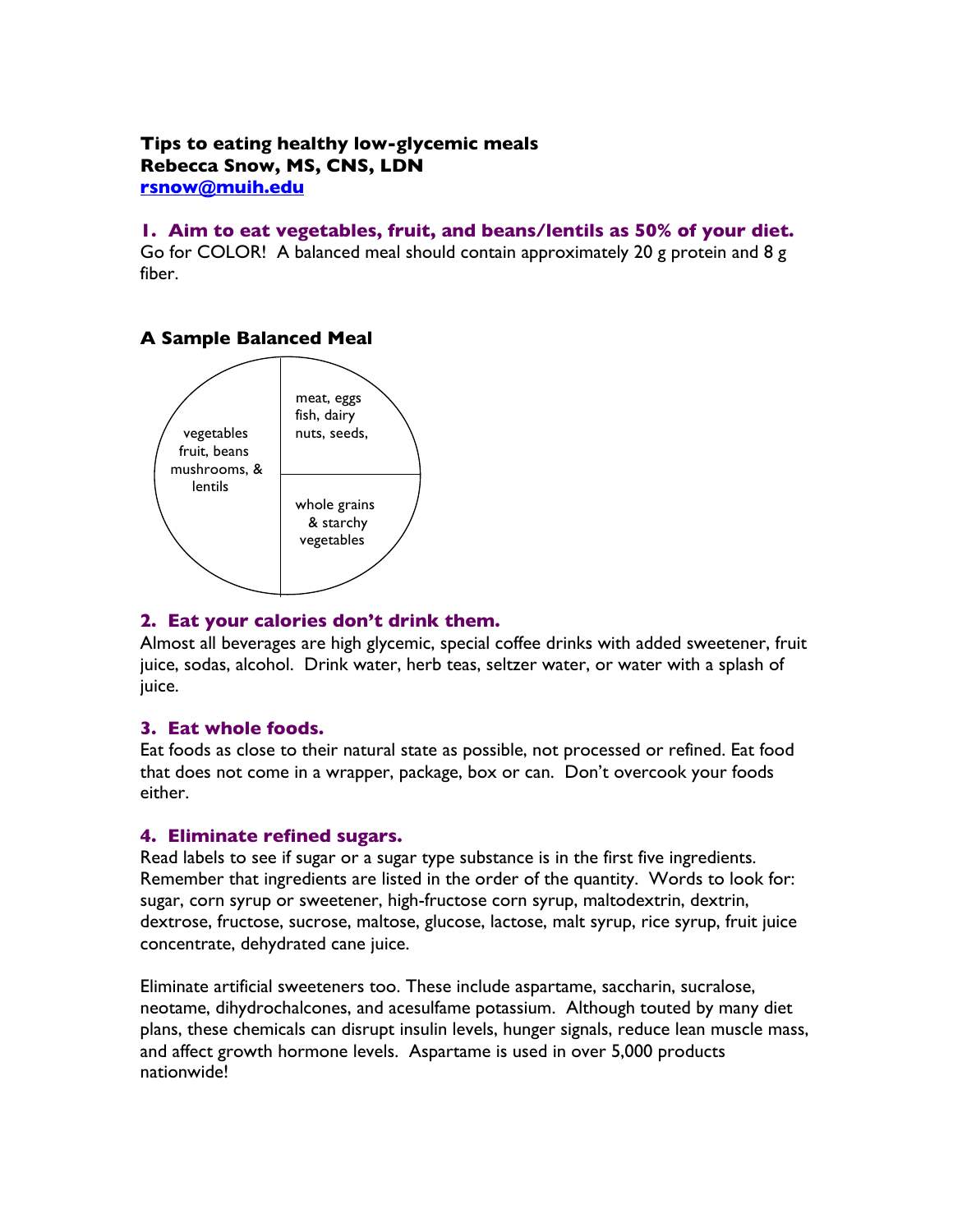**Tips to eating healthy low-glycemic meals**
**Rebecca Snow, MS, CNS, LDN**
**rsnow@muih.edu**

## 1. Aim to eat vegetables, fruit, and beans/lentils as 50% of your diet.

Go for COLOR! A balanced meal should contain approximately 20 g protein and 8 g fiber.

### A Sample Balanced Meal

vegetables fruit, beans mushrooms, & lentils

meat, eggs fish, dairy nuts, seeds,

whole grains & starchy vegetables

## 2. Eat your calories don't drink them.

Almost all beverages are high glycemic, special coffee drinks with added sweetener, fruit juice, sodas, alcohol. Drink water, herb teas, seltzer water, or water with a splash of juice.

## 3. Eat whole foods.

Eat foods as close to their natural state as possible, not processed or refined. Eat food that does not come in a wrapper, package, box or can. Don't overcook your foods either.

## 4. Eliminate refined sugars.

Read labels to see if sugar or a sugar type substance is in the first five ingredients. Remember that ingredients are listed in the order of the quantity. Words to look for: sugar, corn syrup or sweetener, high-fructose corn syrup, maltodextrin, dextrin, dextrose, fructose, sucrose, maltose, glucose, lactose, malt syrup, rice syrup, fruit juice concentrate, dehydrated cane juice.

Eliminate artificial sweeteners too. These include aspartame, saccharin, sucralose, neotame, dihydrochalcones, and acesulfame potassium. Although touted by many diet plans, these chemicals can disrupt insulin levels, hunger signals, reduce lean muscle mass, and affect growth hormone levels. Aspartame is used in over 5,000 products nationwide!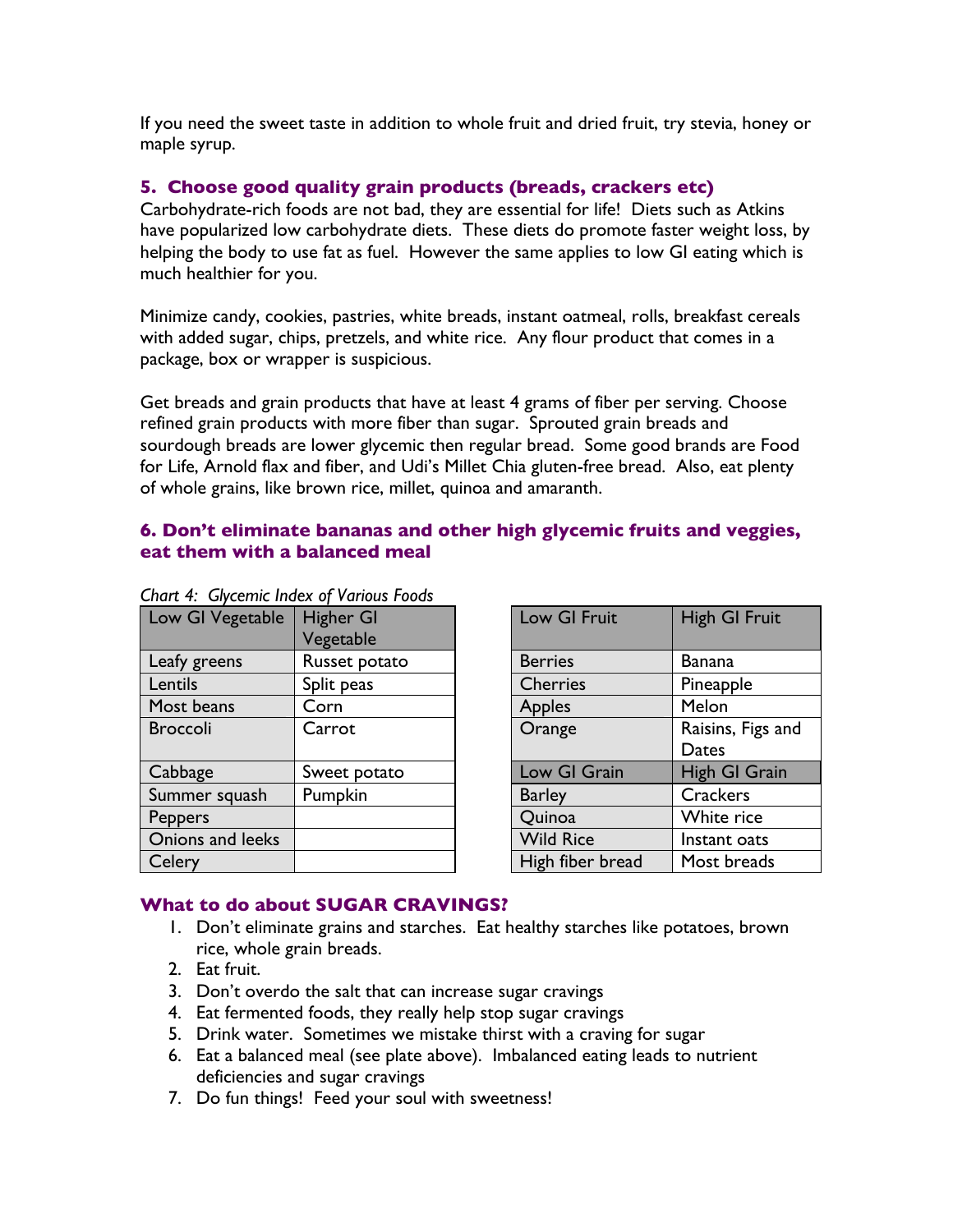If you need the sweet taste in addition to whole fruit and dried fruit, try stevia, honey or maple syrup.

### 5. Choose good quality grain products (breads, crackers etc)

Carbohydrate-rich foods are not bad, they are essential for life! Diets such as Atkins have popularized low carbohydrate diets. These diets do promote faster weight loss, by helping the body to use fat as fuel. However the same applies to low GI eating which is much healthier for you.

Minimize candy, cookies, pastries, white breads, instant oatmeal, rolls, breakfast cereals with added sugar, chips, pretzels, and white rice. Any flour product that comes in a package, box or wrapper is suspicious.

Get breads and grain products that have at least 4 grams of fiber per serving. Choose refined grain products with more fiber than sugar. Sprouted grain breads and sourdough breads are lower glycemic then regular bread. Some good brands are Food for Life, Arnold flax and fiber, and Udi's Millet Chia gluten-free bread. Also, eat plenty of whole grains, like brown rice, millet, quinoa and amaranth.

### 6. Don't eliminate bananas and other high glycemic fruits and veggies, eat them with a balanced meal

*Chart 4: Glycemic Index of Various Foods*

| Low GI Vegetable | Higher GI Vegetable |
|---|---|
| Leafy greens | Russet potato |
| Lentils | Split peas |
| Most beans | Corn |
| Broccoli | Carrot |
| Cabbage | Sweet potato |
| Summer squash | Pumpkin |
| Peppers | |
| Onions and leeks | |
| Celery | |

| Low GI Fruit | High GI Fruit |
|---|---|
| Berries | Banana |
| Cherries | Pineapple |
| Apples | Melon |
| Orange | Raisins, Figs and Dates |
| **Low GI Grain** | **High GI Grain** |
| Barley | Crackers |
| Quinoa | White rice |
| Wild Rice | Instant oats |
| High fiber bread | Most breads |

### What to do about SUGAR CRAVINGS?

1. Don't eliminate grains and starches. Eat healthy starches like potatoes, brown rice, whole grain breads.
2. Eat fruit.
3. Don't overdo the salt that can increase sugar cravings
4. Eat fermented foods, they really help stop sugar cravings
5. Drink water. Sometimes we mistake thirst with a craving for sugar
6. Eat a balanced meal (see plate above). Imbalanced eating leads to nutrient deficiencies and sugar cravings
7. Do fun things! Feed your soul with sweetness!